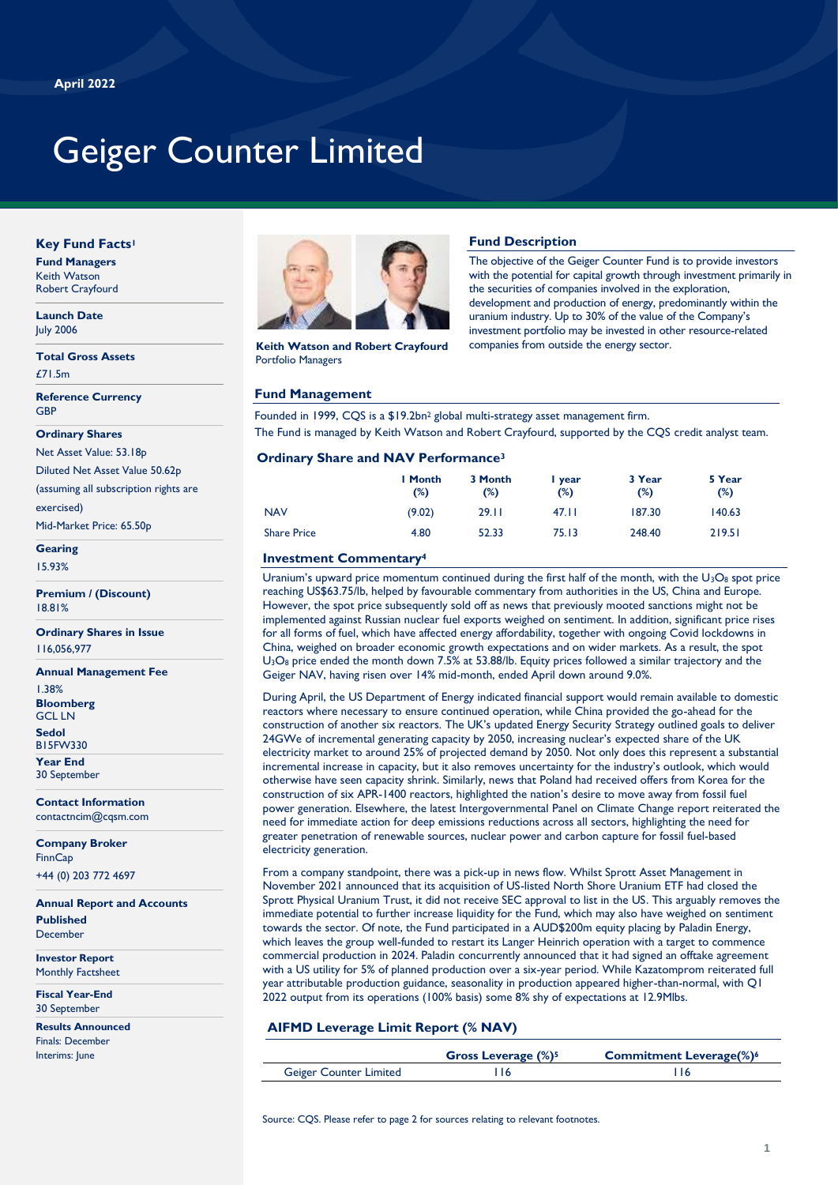April 2022

# Geiger Counter Limited

## Key Fund Facts[1]

**Fund Managers**
Keith Watson
Robert Crayfourd

**Launch Date**
July 2006

**Total Gross Assets**
£71.5m

**Reference Currency**
GBP

**Ordinary Shares**
Net Asset Value: 53.18p
Diluted Net Asset Value 50.62p (assuming all subscription rights are exercised)
Mid-Market Price: 65.50p

**Gearing**
15.93%

**Premium / (Discount)**
18.81%

**Ordinary Shares in Issue**
116,056,977

**Annual Management Fee**
1.38%

**Bloomberg**
GCL LN

**Sedol**
B15FW330

**Year End**
30 September

**Contact Information**
contactncim@cqsm.com

**Company Broker**
FinnCap
+44 (0) 203 772 4697

**Annual Report and Accounts Published**
December

**Investor Report**
Monthly Factsheet

**Fiscal Year-End**
30 September

**Results Announced**
Finals: December
Interims: June

**Keith Watson and Robert Crayfourd**
Portfolio Managers

## Fund Description

The objective of the Geiger Counter Fund is to provide investors with the potential for capital growth through investment primarily in the securities of companies involved in the exploration, development and production of energy, predominantly within the uranium industry. Up to 30% of the value of the Company's investment portfolio may be invested in other resource-related companies from outside the energy sector.

## Fund Management

Founded in 1999, CQS is a $19.2bn[2] global multi-strategy asset management firm.
The Fund is managed by Keith Watson and Robert Crayfourd, supported by the CQS credit analyst team.

## Ordinary Share and NAV Performance[3]

| | 1 Month (%) | 3 Month (%) | 1 year (%) | 3 Year (%) | 5 Year (%) |
|---|---|---|---|---|---|
| NAV | (9.02) | 29.11 | 47.11 | 187.30 | 140.63 |
| Share Price | 4.80 | 52.33 | 75.13 | 248.40 | 219.51 |

## Investment Commentary[4]

Uranium's upward price momentum continued during the first half of the month, with the $U_3O_8$ spot price reaching US$63.75/lb, helped by favourable commentary from authorities in the US, China and Europe. However, the spot price subsequently sold off as news that previously mooted sanctions might not be implemented against Russian nuclear fuel exports weighed on sentiment. In addition, significant price rises for all forms of fuel, which have affected energy affordability, together with ongoing Covid lockdowns in China, weighed on broader economic growth expectations and on wider markets. As a result, the spot $U_3O_8$ price ended the month down 7.5% at 53.88/lb. Equity prices followed a similar trajectory and the Geiger NAV, having risen over 14% mid-month, ended April down around 9.0%.

During April, the US Department of Energy indicated financial support would remain available to domestic reactors where necessary to ensure continued operation, while China provided the go-ahead for the construction of another six reactors. The UK's updated Energy Security Strategy outlined goals to deliver 24GWe of incremental generating capacity by 2050, increasing nuclear's expected share of the UK electricity market to around 25% of projected demand by 2050. Not only does this represent a substantial incremental increase in capacity, but it also removes uncertainty for the industry's outlook, which would otherwise have seen capacity shrink. Similarly, news that Poland had received offers from Korea for the construction of six APR-1400 reactors, highlighted the nation's desire to move away from fossil fuel power generation. Elsewhere, the latest Intergovernmental Panel on Climate Change report reiterated the need for immediate action for deep emissions reductions across all sectors, highlighting the need for greater penetration of renewable sources, nuclear power and carbon capture for fossil fuel-based electricity generation.

From a company standpoint, there was a pick-up in news flow. Whilst Sprott Asset Management in November 2021 announced that its acquisition of US-listed North Shore Uranium ETF had closed the Sprott Physical Uranium Trust, it did not receive SEC approval to list in the US. This arguably removes the immediate potential to further increase liquidity for the Fund, which may also have weighed on sentiment towards the sector. Of note, the Fund participated in a AUD$200m equity placing by Paladin Energy, which leaves the group well-funded to restart its Langer Heinrich operation with a target to commence commercial production in 2024. Paladin concurrently announced that it had signed an offtake agreement with a US utility for 5% of planned production over a six-year period. While Kazatomprom reiterated full year attributable production guidance, seasonality in production appeared higher-than-normal, with Q1 2022 output from its operations (100% basis) some 8% shy of expectations at 12.9Mlbs.

## AIFMD Leverage Limit Report (% NAV)

| | Gross Leverage (%)[5] | Commitment Leverage(%)[6] |
|---|---|---|
| Geiger Counter Limited | 116 | 116 |

Source: CQS. Please refer to page 2 for sources relating to relevant footnotes.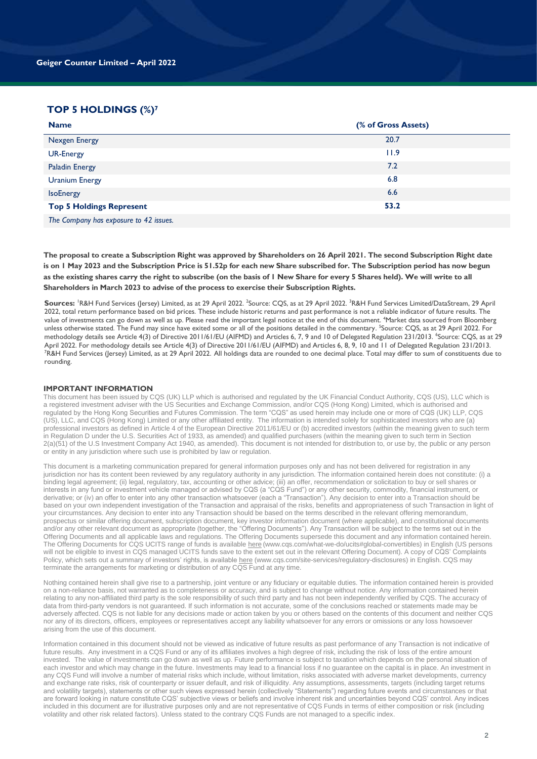## TOP 5 HOLDINGS (%)[7]

| Name | (% of Gross Assets) |
|---|---|
| Nexgen Energy | 20.7 |
| UR-Energy | 11.9 |
| Paladin Energy | 7.2 |
| Uranium Energy | 6.8 |
| IsoEnergy | 6.6 |
| **Top 5 Holdings Represent** | **53.2** |
| *The Company has exposure to 42 issues.* | |

**The proposal to create a Subscription Right was approved by Shareholders on 26 April 2021. The second Subscription Right date is on 1 May 2023 and the Subscription Price is 51.52p for each new Share subscribed for. The Subscription period has now begun as the existing shares carry the right to subscribe (on the basis of 1 New Share for every 5 Shares held). We will write to all Shareholders in March 2023 to advise of the process to exercise their Subscription Rights.**

**Sources:** [1]R&H Fund Services (Jersey) Limited, as at 29 April 2022. [2]Source: CQS, as at 29 April 2022. [3]R&H Fund Services Limited/DataStream, 29 April 2022, total return performance based on bid prices. These include historic returns and past performance is not a reliable indicator of future results. The value of investments can go down as well as up. Please read the important legal notice at the end of this document. [4]Market data sourced from Bloomberg unless otherwise stated. The Fund may since have exited some or all of the positions detailed in the commentary. [5]Source: CQS, as at 29 April 2022. For methodology details see Article 4(3) of Directive 2011/61/EU (AIFMD) and Articles 6, 7, 9 and 10 of Delegated Regulation 231/2013. [6]Source: CQS, as at 29 April 2022. For methodology details see Article 4(3) of Directive 2011/61/EU (AIFMD) and Articles 6, 8, 9, 10 and 11 of Delegated Regulation 231/2013. [7]R&H Fund Services (Jersey) Limited, as at 29 April 2022. All holdings data are rounded to one decimal place. Total may differ to sum of constituents due to rounding.

### IMPORTANT INFORMATION

This document has been issued by CQS (UK) LLP which is authorised and regulated by the UK Financial Conduct Authority, CQS (US), LLC which is a registered investment adviser with the US Securities and Exchange Commission, and/or CQS (Hong Kong) Limited, which is authorised and regulated by the Hong Kong Securities and Futures Commission. The term "CQS" as used herein may include one or more of CQS (UK) LLP, CQS (US), LLC, and CQS (Hong Kong) Limited or any other affiliated entity. The information is intended solely for sophisticated investors who are (a) professional investors as defined in Article 4 of the European Directive 2011/61/EU or (b) accredited investors (within the meaning given to such term in Regulation D under the U.S. Securities Act of 1933, as amended) and qualified purchasers (within the meaning given to such term in Section 2(a)(51) of the U.S Investment Company Act 1940, as amended). This document is not intended for distribution to, or use by, the public or any person or entity in any jurisdiction where such use is prohibited by law or regulation.

This document is a marketing communication prepared for general information purposes only and has not been delivered for registration in any jurisdiction nor has its content been reviewed by any regulatory authority in any jurisdiction. The information contained herein does not constitute: (i) a binding legal agreement; (ii) legal, regulatory, tax, accounting or other advice; (iii) an offer, recommendation or solicitation to buy or sell shares or interests in any fund or investment vehicle managed or advised by CQS (a "CQS Fund") or any other security, commodity, financial instrument, or derivative; or (iv) an offer to enter into any other transaction whatsoever (each a "Transaction"). Any decision to enter into a Transaction should be based on your own independent investigation of the Transaction and appraisal of the risks, benefits and appropriateness of such Transaction in light of your circumstances. Any decision to enter into any Transaction should be based on the terms described in the relevant offering memorandum, prospectus or similar offering document, subscription document, key investor information document (where applicable), and constitutional documents and/or any other relevant document as appropriate (together, the "Offering Documents"). Any Transaction will be subject to the terms set out in the Offering Documents and all applicable laws and regulations. The Offering Documents supersede this document and any information contained herein. The Offering Documents for CQS UCITS range of funds is available here (www.cqs.com/what-we-do/ucits#global-convertibles) in English (US persons will not be eligible to invest in CQS managed UCITS funds save to the extent set out in the relevant Offering Document). A copy of CQS' Complaints Policy, which sets out a summary of investors' rights, is available here (www.cqs.com/site-services/regulatory-disclosures) in English. CQS may terminate the arrangements for marketing or distribution of any CQS Fund at any time.

Nothing contained herein shall give rise to a partnership, joint venture or any fiduciary or equitable duties. The information contained herein is provided on a non-reliance basis, not warranted as to completeness or accuracy, and is subject to change without notice. Any information contained herein relating to any non-affiliated third party is the sole responsibility of such third party and has not been independently verified by CQS. The accuracy of data from third-party vendors is not guaranteed. If such information is not accurate, some of the conclusions reached or statements made may be adversely affected. CQS is not liable for any decisions made or action taken by you or others based on the contents of this document and neither CQS nor any of its directors, officers, employees or representatives accept any liability whatsoever for any errors or omissions or any loss howsoever arising from the use of this document.

Information contained in this document should not be viewed as indicative of future results as past performance of any Transaction is not indicative of future results. Any investment in a CQS Fund or any of its affiliates involves a high degree of risk, including the risk of loss of the entire amount invested. The value of investments can go down as well as up. Future performance is subject to taxation which depends on the personal situation of each investor and which may change in the future. Investments may lead to a financial loss if no guarantee on the capital is in place. An investment in any CQS Fund will involve a number of material risks which include, without limitation, risks associated with adverse market developments, currency and exchange rate risks, risk of counterparty or issuer default, and risk of illiquidity. Any assumptions, assessments, targets (including target returns and volatility targets), statements or other such views expressed herein (collectively "Statements") regarding future events and circumstances or that are forward looking in nature constitute CQS' subjective views or beliefs and involve inherent risk and uncertainties beyond CQS' control. Any indices included in this document are for illustrative purposes only and are not representative of CQS Funds in terms of either composition or risk (including volatility and other risk related factors). Unless stated to the contrary CQS Funds are not managed to a specific index.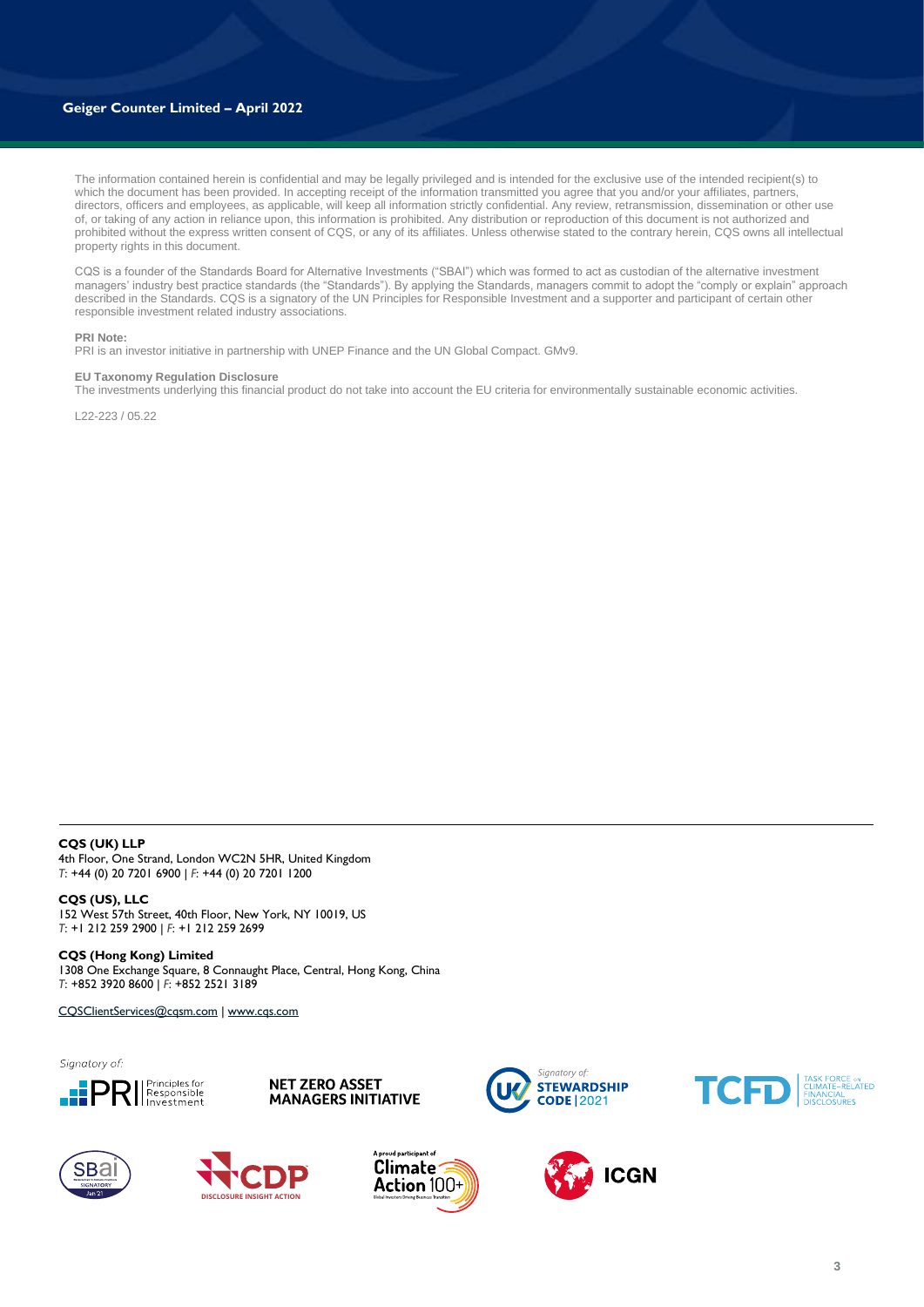The information contained herein is confidential and may be legally privileged and is intended for the exclusive use of the intended recipient(s) to which the document has been provided. In accepting receipt of the information transmitted you agree that you and/or your affiliates, partners, directors, officers and employees, as applicable, will keep all information strictly confidential. Any review, retransmission, dissemination or other use of, or taking of any action in reliance upon, this information is prohibited. Any distribution or reproduction of this document is not authorized and prohibited without the express written consent of CQS, or any of its affiliates. Unless otherwise stated to the contrary herein, CQS owns all intellectual property rights in this document.

CQS is a founder of the Standards Board for Alternative Investments ("SBAI") which was formed to act as custodian of the alternative investment managers' industry best practice standards (the "Standards"). By applying the Standards, managers commit to adopt the "comply or explain" approach described in the Standards. CQS is a signatory of the UN Principles for Responsible Investment and a supporter and participant of certain other responsible investment related industry associations.

**PRI Note:**
PRI is an investor initiative in partnership with UNEP Finance and the UN Global Compact. GMv9.

**EU Taxonomy Regulation Disclosure**
The investments underlying this financial product do not take into account the EU criteria for environmentally sustainable economic activities.

L22-223 / 05.22

**CQS (UK) LLP**
4th Floor, One Strand, London WC2N 5HR, United Kingdom
*T:* +44 (0) 20 7201 6900 | *F:* +44 (0) 20 7201 1200

**CQS (US), LLC**
152 West 57th Street, 40th Floor, New York, NY 10019, US
*T:* +1 212 259 2900 | *F:* +1 212 259 2699

**CQS (Hong Kong) Limited**
1308 One Exchange Square, 8 Connaught Place, Central, Hong Kong, China
*T:* +852 3920 8600 | *F:* +852 2521 3189

CQSClientServices@cqsm.com | www.cqs.com

*Signatory of:*